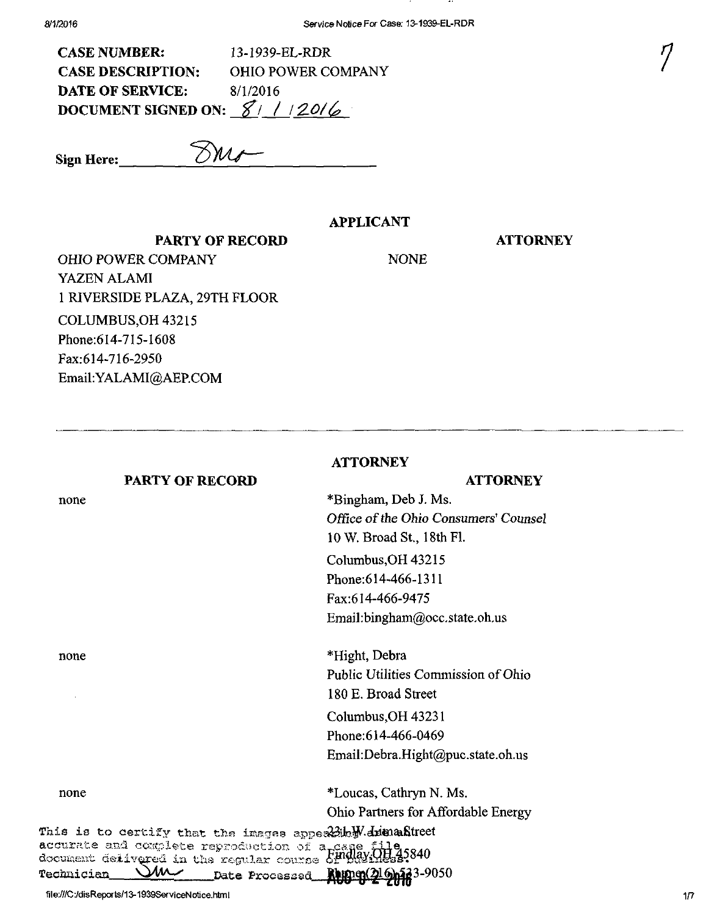**CASE NUMBER:** 13-1939-EL-RDR
**CASE DESCRIPTION:** OHIO POWER COMPANY
**DATE OF SERVICE:** 8/1/2016
**DOCUMENT SIGNED ON:** 8/1/2016

**Sign Here:** ______________

7

## APPLICANT

| PARTY OF RECORD | ATTORNEY |
|---|---|
| OHIO POWER COMPANY<br>YAZEN ALAMI<br>1 RIVERSIDE PLAZA, 29TH FLOOR<br>COLUMBUS,OH 43215<br>Phone:614-715-1608<br>Fax:614-716-2950<br>Email:YALAMI@AEP.COM | NONE |

---

## ATTORNEY

| PARTY OF RECORD | ATTORNEY |
|---|---|
| none | *Bingham, Deb J. Ms.<br>*Office of the Ohio Consumers' Counsel*<br>10 W. Broad St., 18th Fl.<br>Columbus,OH 43215<br>Phone:614-466-1311<br>Fax:614-466-9475<br>Email:bingham@occ.state.oh.us |
| none | *Hight, Debra<br>Public Utilities Commission of Ohio<br>180 E. Broad Street<br>Columbus,OH 43231<br>Phone:614-466-0469<br>Email:Debra.Hight@puc.state.oh.us |
| none | *Loucas, Cathryn N. Ms.<br>Ohio Partners for Affordable Energy<br>231 W. Lima Street<br>Findlay,OH 45840<br>Phone:(216)-523-9050 |

This is to certify that the images appearing are an accurate and complete reproduction of a case file document delivered in the regular course of business.
Technician ______ Date Processed AUG 0 2 2016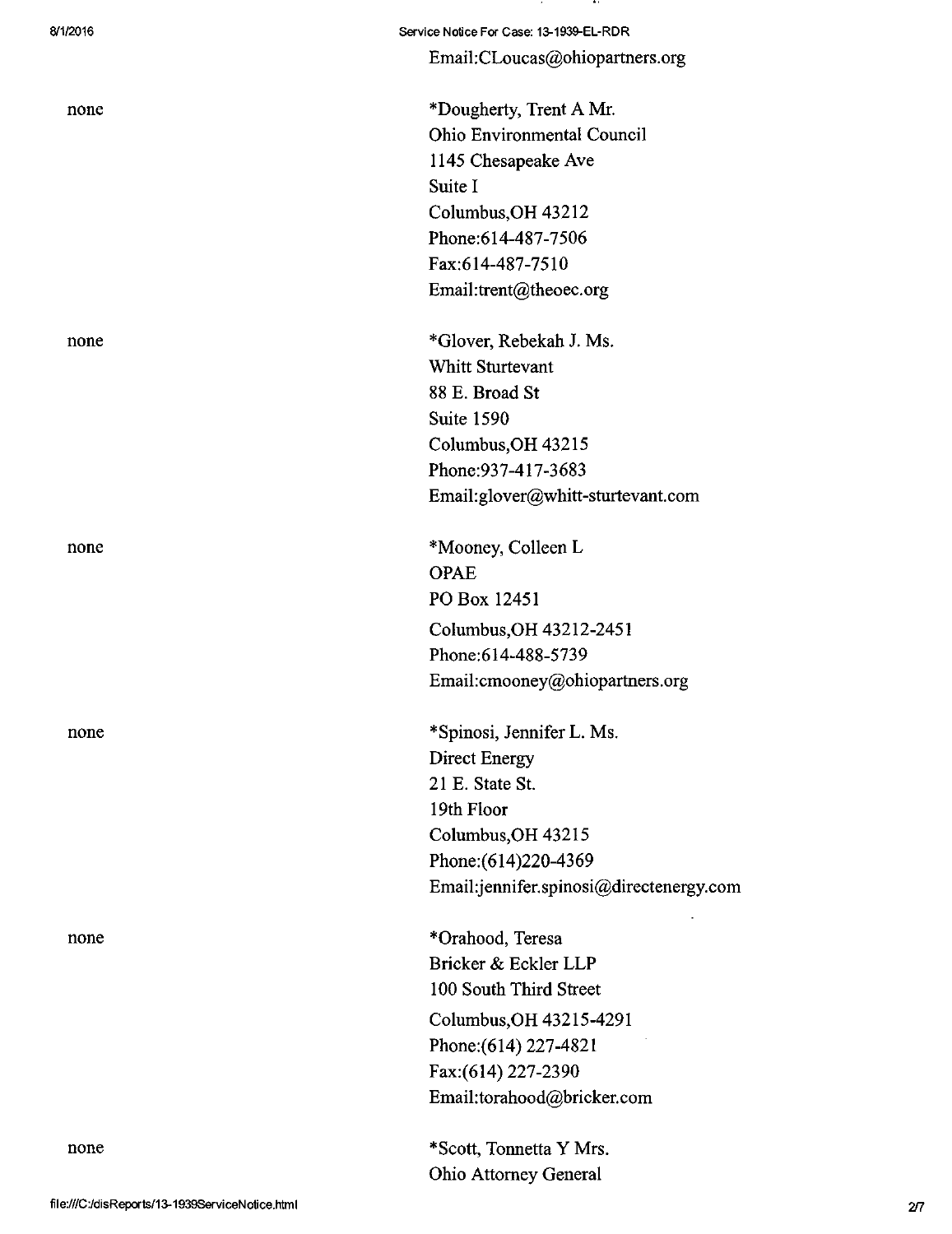Email:CLoucas@ohiopartners.org

none

*Dougherty, Trent A Mr.
Ohio Environmental Council
1145 Chesapeake Ave
Suite I
Columbus,OH 43212
Phone:614-487-7506
Fax:614-487-7510
Email:trent@theoec.org

none

*Glover, Rebekah J. Ms.
Whitt Sturtevant
88 E. Broad St
Suite 1590
Columbus,OH 43215
Phone:937-417-3683
Email:glover@whitt-sturtevant.com

none

*Mooney, Colleen L
OPAE
PO Box 12451
Columbus,OH 43212-2451
Phone:614-488-5739
Email:cmooney@ohiopartners.org

none

*Spinosi, Jennifer L. Ms.
Direct Energy
21 E. State St.
19th Floor
Columbus,OH 43215
Phone:(614)220-4369
Email:jennifer.spinosi@directenergy.com

none

*Orahood, Teresa
Bricker & Eckler LLP
100 South Third Street
Columbus,OH 43215-4291
Phone:(614) 227-4821
Fax:(614) 227-2390
Email:torahood@bricker.com

none

*Scott, Tonnetta Y Mrs.
Ohio Attorney General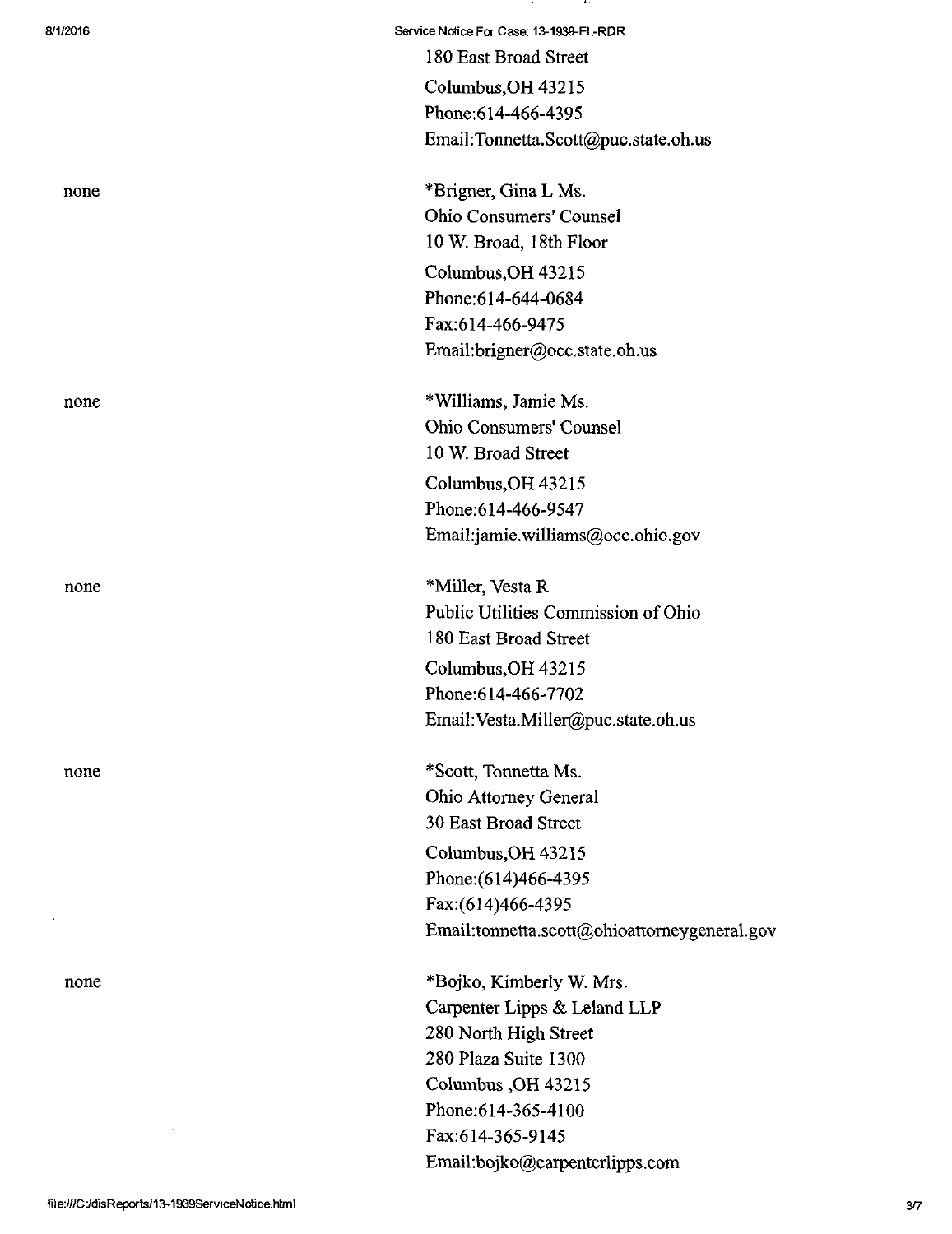180 East Broad Street
Columbus,OH 43215
Phone:614-466-4395
Email:Tonnetta.Scott@puc.state.oh.us

| | |
|---|---|
| none | *Brigner, Gina L Ms.<br>Ohio Consumers' Counsel<br>10 W. Broad, 18th Floor<br>Columbus,OH 43215<br>Phone:614-644-0684<br>Fax:614-466-9475<br>Email:brigner@occ.state.oh.us |
| none | *Williams, Jamie Ms.<br>Ohio Consumers' Counsel<br>10 W. Broad Street<br>Columbus,OH 43215<br>Phone:614-466-9547<br>Email:jamie.williams@occ.ohio.gov |
| none | *Miller, Vesta R<br>Public Utilities Commission of Ohio<br>180 East Broad Street<br>Columbus,OH 43215<br>Phone:614-466-7702<br>Email:Vesta.Miller@puc.state.oh.us |
| none | *Scott, Tonnetta Ms.<br>Ohio Attorney General<br>30 East Broad Street<br>Columbus,OH 43215<br>Phone:(614)466-4395<br>Fax:(614)466-4395<br>Email:tonnetta.scott@ohioattorneygeneral.gov |
| none | *Bojko, Kimberly W. Mrs.<br>Carpenter Lipps & Leland LLP<br>280 North High Street<br>280 Plaza Suite 1300<br>Columbus ,OH 43215<br>Phone:614-365-4100<br>Fax:614-365-9145<br>Email:bojko@carpenterlipps.com |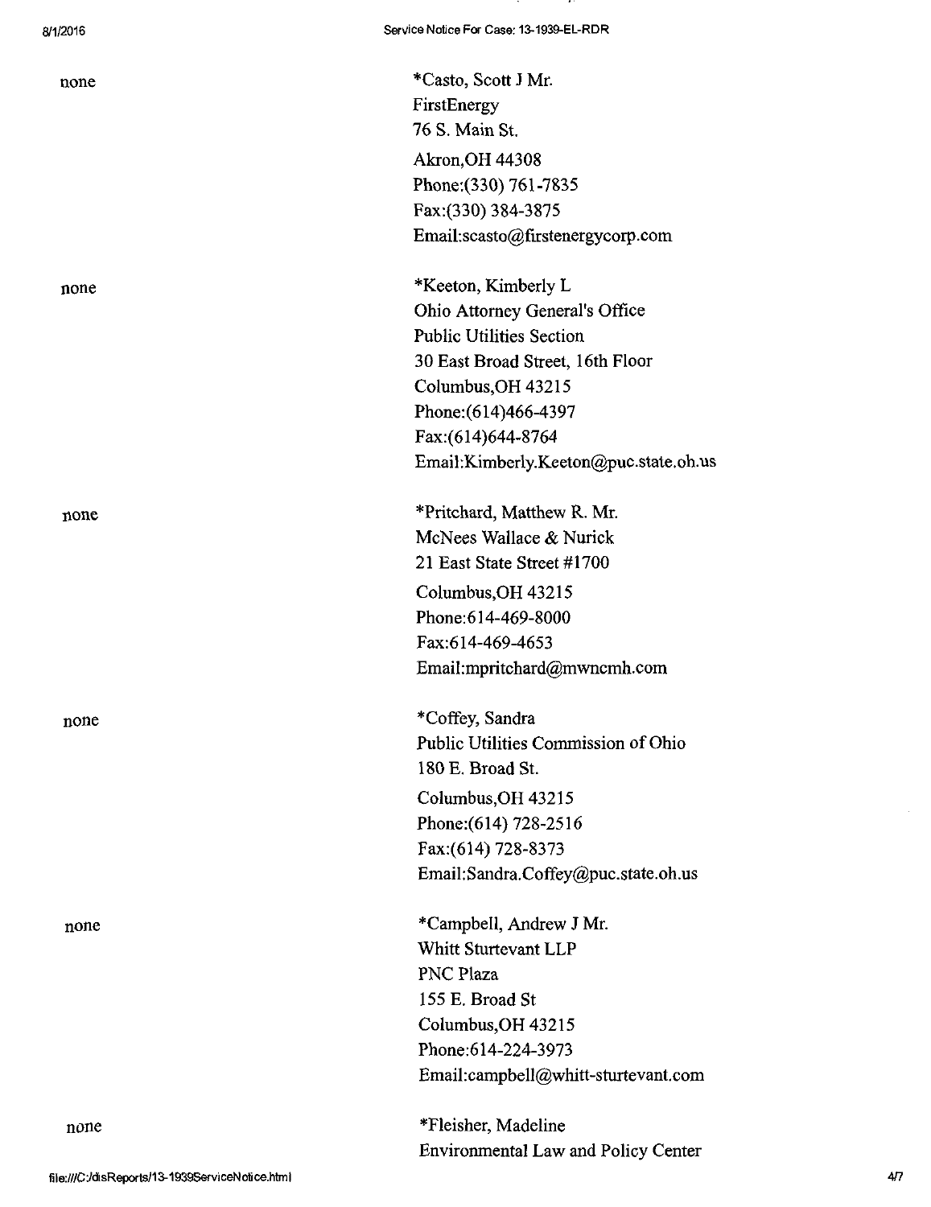none

*Casto, Scott J Mr.
FirstEnergy
76 S. Main St.
Akron,OH 44308
Phone:(330) 761-7835
Fax:(330) 384-3875
Email:scasto@firstenergycorp.com

none

*Keeton, Kimberly L
Ohio Attorney General's Office
Public Utilities Section
30 East Broad Street, 16th Floor
Columbus,OH 43215
Phone:(614)466-4397
Fax:(614)644-8764
Email:Kimberly.Keeton@puc.state.oh.us

none

*Pritchard, Matthew R. Mr.
McNees Wallace & Nurick
21 East State Street #1700
Columbus,OH 43215
Phone:614-469-8000
Fax:614-469-4653
Email:mpritchard@mwncmh.com

none

*Coffey, Sandra
Public Utilities Commission of Ohio
180 E. Broad St.
Columbus,OH 43215
Phone:(614) 728-2516
Fax:(614) 728-8373
Email:Sandra.Coffey@puc.state.oh.us

none

*Campbell, Andrew J Mr.
Whitt Sturtevant LLP
PNC Plaza
155 E. Broad St
Columbus,OH 43215
Phone:614-224-3973
Email:campbell@whitt-sturtevant.com

none

*Fleisher, Madeline
Environmental Law and Policy Center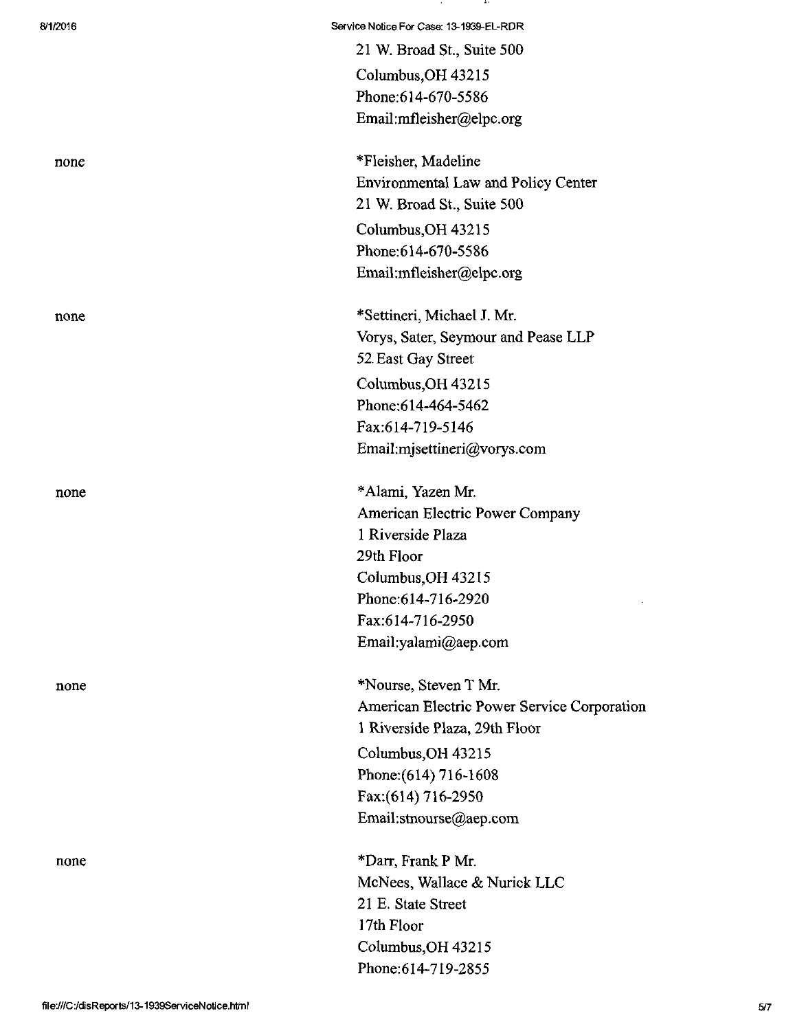21 W. Broad St., Suite 500
Columbus,OH 43215
Phone:614-670-5586
Email:mfleisher@elpc.org

| | |
|---|---|
| none | *Fleisher, Madeline<br>Environmental Law and Policy Center<br>21 W. Broad St., Suite 500<br>Columbus,OH 43215<br>Phone:614-670-5586<br>Email:mfleisher@elpc.org |
| none | *Settineri, Michael J. Mr.<br>Vorys, Sater, Seymour and Pease LLP<br>52 East Gay Street<br>Columbus,OH 43215<br>Phone:614-464-5462<br>Fax:614-719-5146<br>Email:mjsettineri@vorys.com |
| none | *Alami, Yazen Mr.<br>American Electric Power Company<br>1 Riverside Plaza<br>29th Floor<br>Columbus,OH 43215<br>Phone:614-716-2920<br>Fax:614-716-2950<br>Email:yalami@aep.com |
| none | *Nourse, Steven T Mr.<br>American Electric Power Service Corporation<br>1 Riverside Plaza, 29th Floor<br>Columbus,OH 43215<br>Phone:(614) 716-1608<br>Fax:(614) 716-2950<br>Email:stnourse@aep.com |
| none | *Darr, Frank P Mr.<br>McNees, Wallace & Nurick LLC<br>21 E. State Street<br>17th Floor<br>Columbus,OH 43215<br>Phone:614-719-2855 |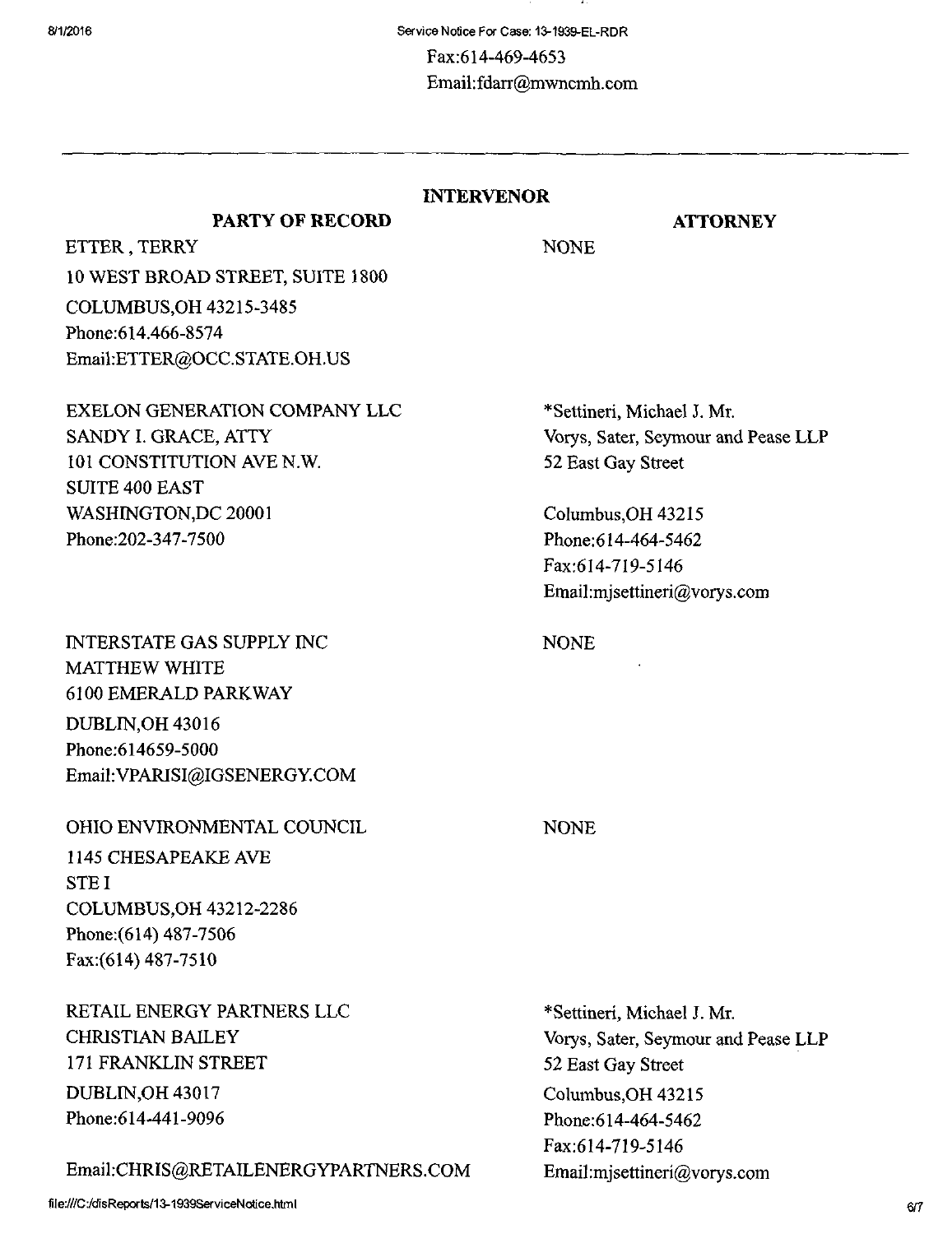Fax:614-469-4653
Email:fdarr@mwncmh.com

---

## INTERVENOR

| PARTY OF RECORD | ATTORNEY |
| --- | --- |
| ETTER , TERRY<br>10 WEST BROAD STREET, SUITE 1800<br>COLUMBUS,OH 43215-3485<br>Phone:614.466-8574<br>Email:ETTER@OCC.STATE.OH.US | NONE |
| EXELON GENERATION COMPANY LLC<br>SANDY I. GRACE, ATTY<br>101 CONSTITUTION AVE N.W.<br>SUITE 400 EAST<br>WASHINGTON,DC 20001<br>Phone:202-347-7500 | *Settineri, Michael J. Mr.<br>Vorys, Sater, Seymour and Pease LLP<br>52 East Gay Street<br><br>Columbus,OH 43215<br>Phone:614-464-5462<br>Fax:614-719-5146<br>Email:mjsettineri@vorys.com |
| INTERSTATE GAS SUPPLY INC<br>MATTHEW WHITE<br>6100 EMERALD PARKWAY<br>DUBLIN,OH 43016<br>Phone:614659-5000<br>Email:VPARISI@IGSENERGY.COM | NONE |
| OHIO ENVIRONMENTAL COUNCIL<br>1145 CHESAPEAKE AVE<br>STE I<br>COLUMBUS,OH 43212-2286<br>Phone:(614) 487-7506<br>Fax:(614) 487-7510 | NONE |
| RETAIL ENERGY PARTNERS LLC<br>CHRISTIAN BAILEY<br>171 FRANKLIN STREET<br>DUBLIN,OH 43017<br>Phone:614-441-9096<br><br>Email:CHRIS@RETAILENERGYPARTNERS.COM | *Settineri, Michael J. Mr.<br>Vorys, Sater, Seymour and Pease LLP<br>52 East Gay Street<br>Columbus,OH 43215<br>Phone:614-464-5462<br>Fax:614-719-5146<br>Email:mjsettineri@vorys.com |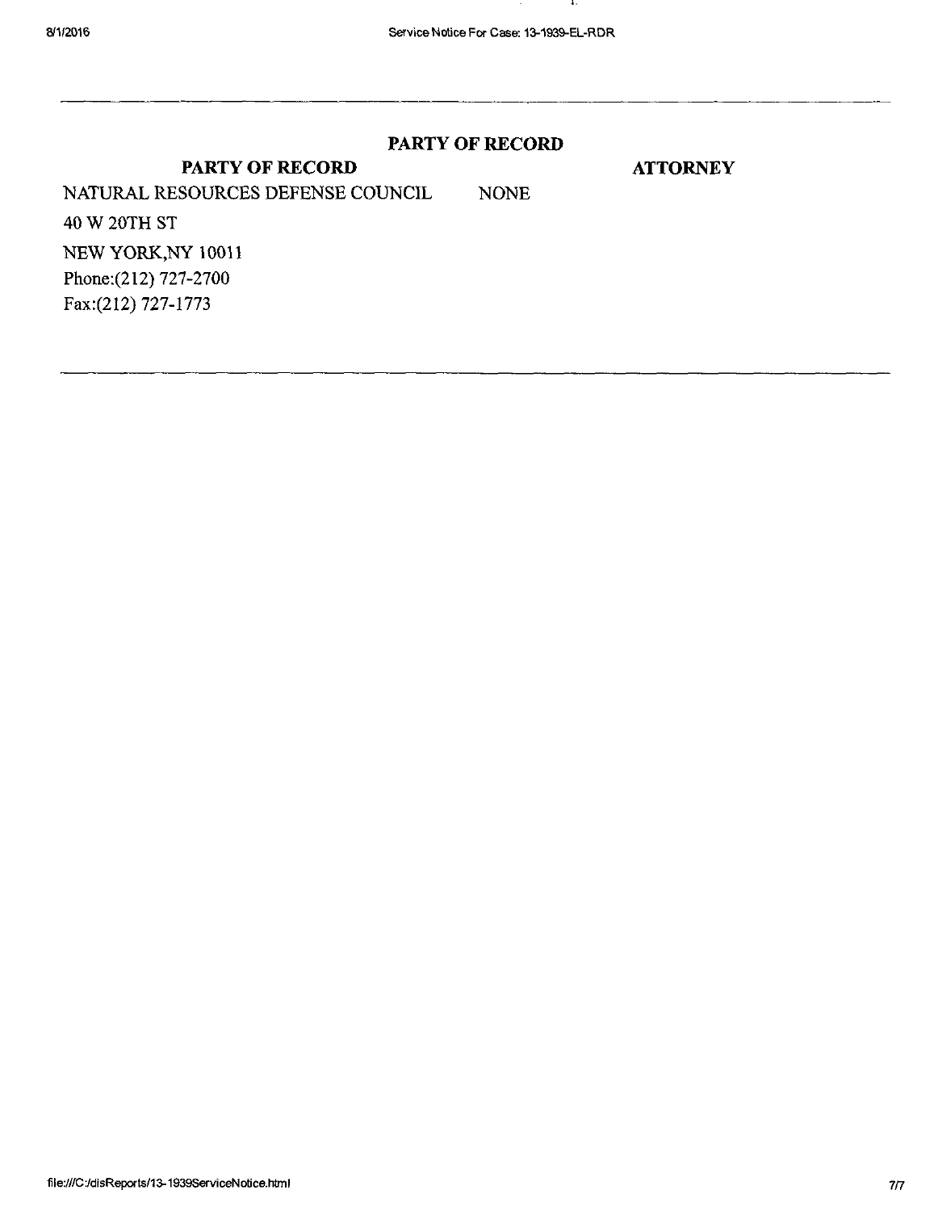## PARTY OF RECORD

| PARTY OF RECORD | ATTORNEY |
| --- | --- |
| NATURAL RESOURCES DEFENSE COUNCIL<br>40 W 20TH ST<br>NEW YORK,NY 10011<br>Phone:(212) 727-2700<br>Fax:(212) 727-1773 | NONE |